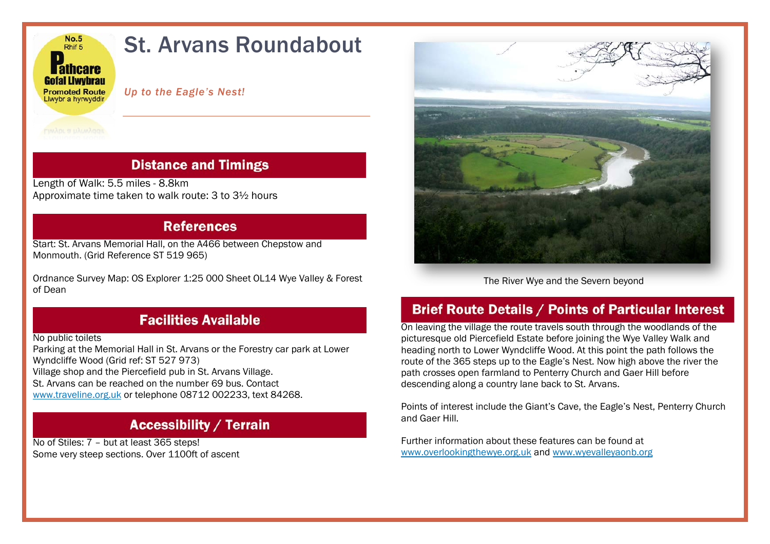No.5
Rhif 5
Pathcare
Gofal Llwybrau
Promoted Route
Llwybr a hyrwyddir

# St. Arvans Roundabout

*Up to the Eagle's Nest!*

## Distance and Timings

Length of Walk: 5.5 miles - 8.8km
Approximate time taken to walk route: 3 to 3½ hours

## References

Start: St. Arvans Memorial Hall, on the A466 between Chepstow and Monmouth. (Grid Reference ST 519 965)

Ordnance Survey Map: OS Explorer 1:25 000 Sheet OL14 Wye Valley & Forest of Dean

## Facilities Available

No public toilets
Parking at the Memorial Hall in St. Arvans or the Forestry car park at Lower Wyndcliffe Wood (Grid ref: ST 527 973)
Village shop and the Piercefield pub in St. Arvans Village.
St. Arvans can be reached on the number 69 bus. Contact www.traveline.org.uk or telephone 08712 002233, text 84268.

## Accessibility / Terrain

No of Stiles: 7 – but at least 365 steps!
Some very steep sections. Over 1100ft of ascent

The River Wye and the Severn beyond

## Brief Route Details / Points of Particular Interest

On leaving the village the route travels south through the woodlands of the picturesque old Piercefield Estate before joining the Wye Valley Walk and heading north to Lower Wyndcliffe Wood. At this point the path follows the route of the 365 steps up to the Eagle's Nest. Now high above the river the path crosses open farmland to Penterry Church and Gaer Hill before descending along a country lane back to St. Arvans.

Points of interest include the Giant's Cave, the Eagle's Nest, Penterry Church and Gaer Hill.

Further information about these features can be found at www.overlookingthewye.org.uk and www.wyevalleyaonb.org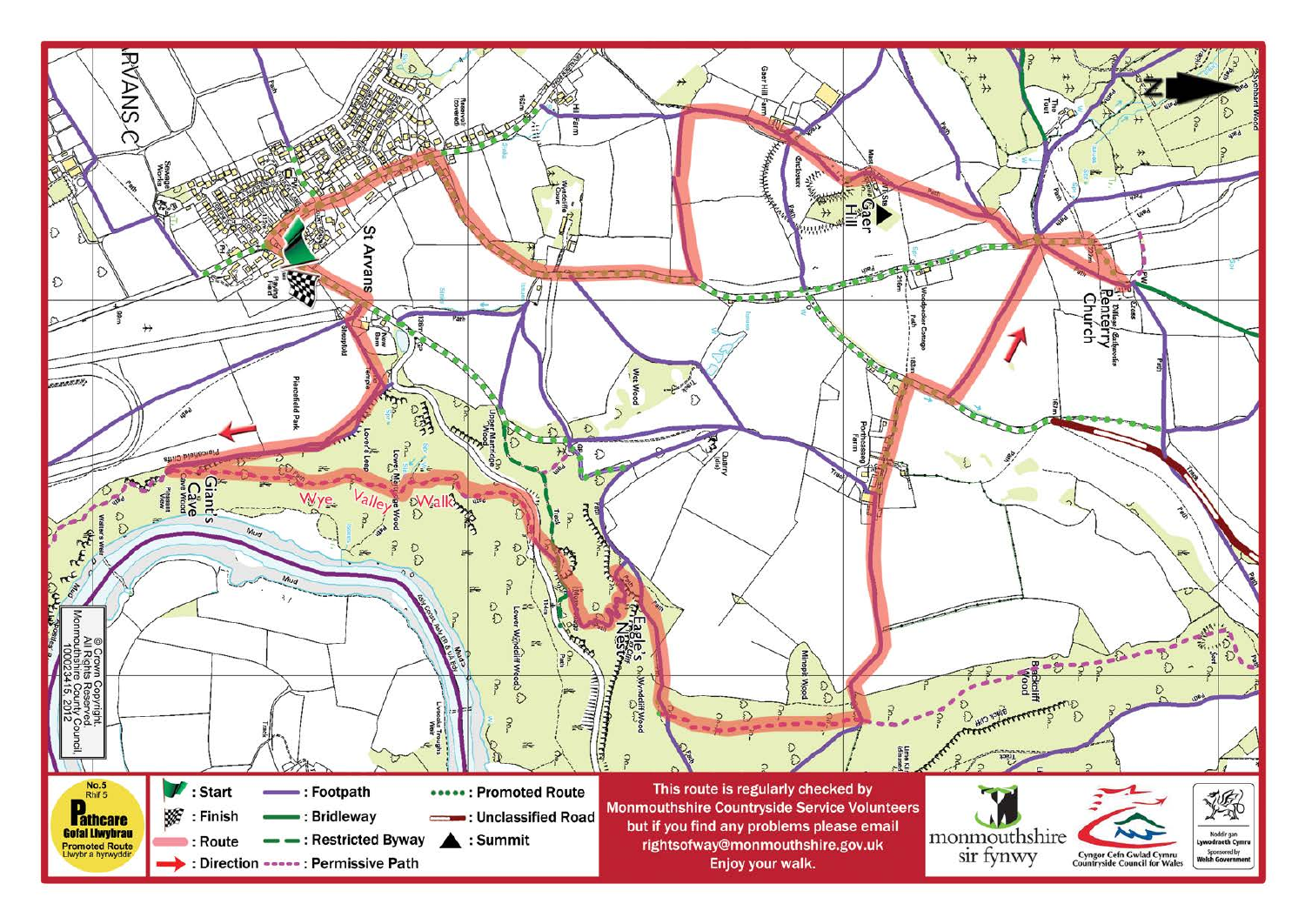No.5
Rhif 5

**Pathcare**
**Gofal Llwybrau**
Promoted Route
Llwybr a hyrwyddir

- : Start
- : Finish
- : Route
- : Direction
- : Footpath
- : Bridleway
- : Restricted Byway
- : Permissive Path
- : Promoted Route
- : Unclassified Road
- : Summit

**This route is regularly checked by Monmouthshire Countryside Service Volunteers but if you find any problems please email rightsofway@monmouthshire.gov.uk**
**Enjoy your walk.**

monmouthshire
sir fynwy

Cyngor Cefn Gwlad Cymru
Countryside Council for Wales

Noddir gan
Lywodraeth Cymru
Sponsored by
Welsh Government

© Crown Copyright.
All Rights Reserved
Monmouthshire County Council.
100023415, 2012